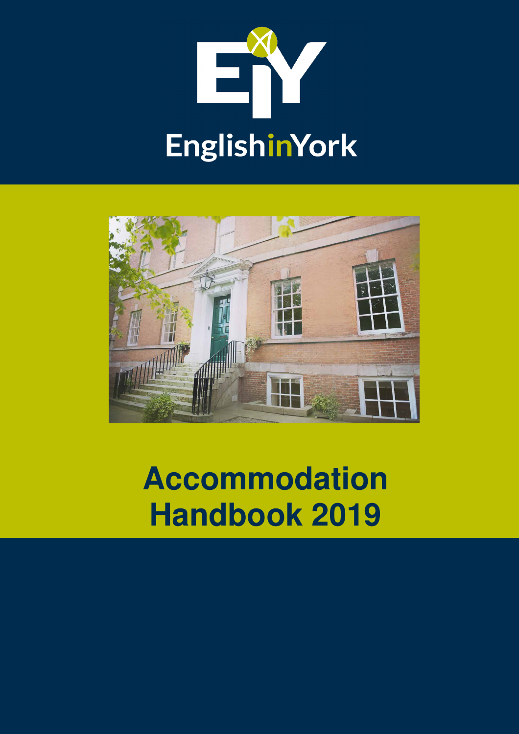EnglishinYork

# Accommodation Handbook 2019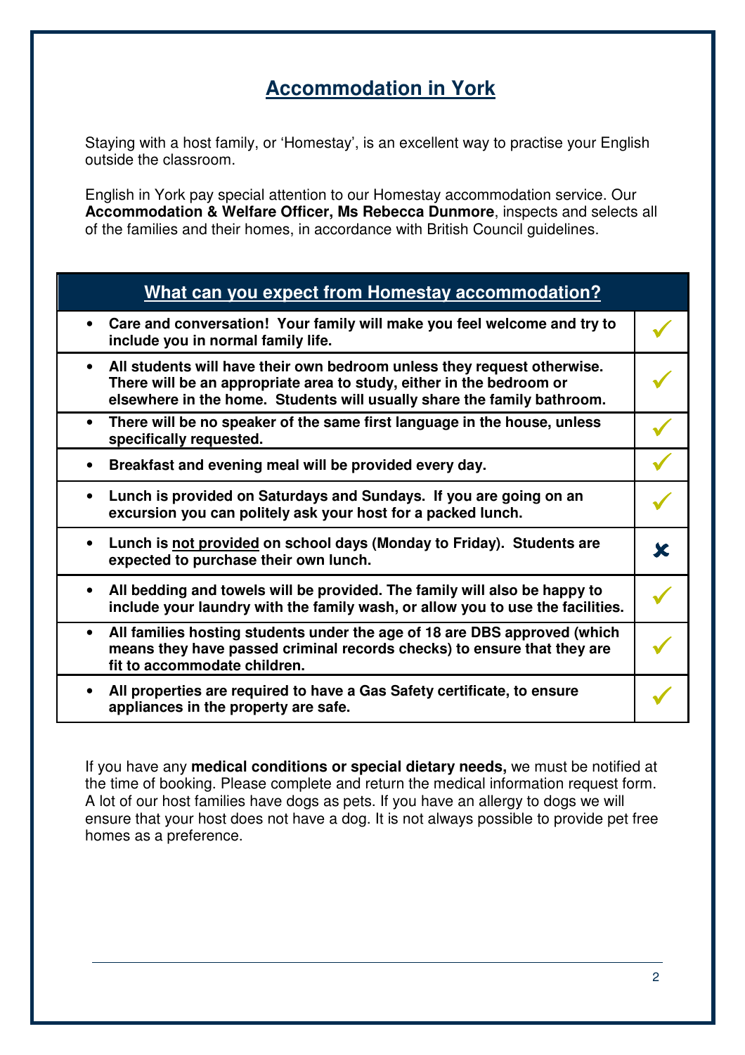# Accommodation in York

Staying with a host family, or 'Homestay', is an excellent way to practise your English outside the classroom.

English in York pay special attention to our Homestay accommodation service. Our **Accommodation & Welfare Officer, Ms Rebecca Dunmore**, inspects and selects all of the families and their homes, in accordance with British Council guidelines.

| What can you expect from Homestay accommodation? | |
|---|---|
| • **Care and conversation! Your family will make you feel welcome and try to include you in normal family life.** | ✓ |
| • **All students will have their own bedroom unless they request otherwise. There will be an appropriate area to study, either in the bedroom or elsewhere in the home. Students will usually share the family bathroom.** | ✓ |
| • **There will be no speaker of the same first language in the house, unless specifically requested.** | ✓ |
| • **Breakfast and evening meal will be provided every day.** | ✓ |
| • **Lunch is provided on Saturdays and Sundays. If you are going on an excursion you can politely ask your host for a packed lunch.** | ✓ |
| • **Lunch is <u>not provided</u> on school days (Monday to Friday). Students are expected to purchase their own lunch.** | ✗ |
| • **All bedding and towels will be provided. The family will also be happy to include your laundry with the family wash, or allow you to use the facilities.** | ✓ |
| • **All families hosting students under the age of 18 are DBS approved (which means they have passed criminal records checks) to ensure that they are fit to accommodate children.** | ✓ |
| • **All properties are required to have a Gas Safety certificate, to ensure appliances in the property are safe.** | ✓ |

If you have any **medical conditions or special dietary needs,** we must be notified at the time of booking. Please complete and return the medical information request form. A lot of our host families have dogs as pets. If you have an allergy to dogs we will ensure that your host does not have a dog. It is not always possible to provide pet free homes as a preference.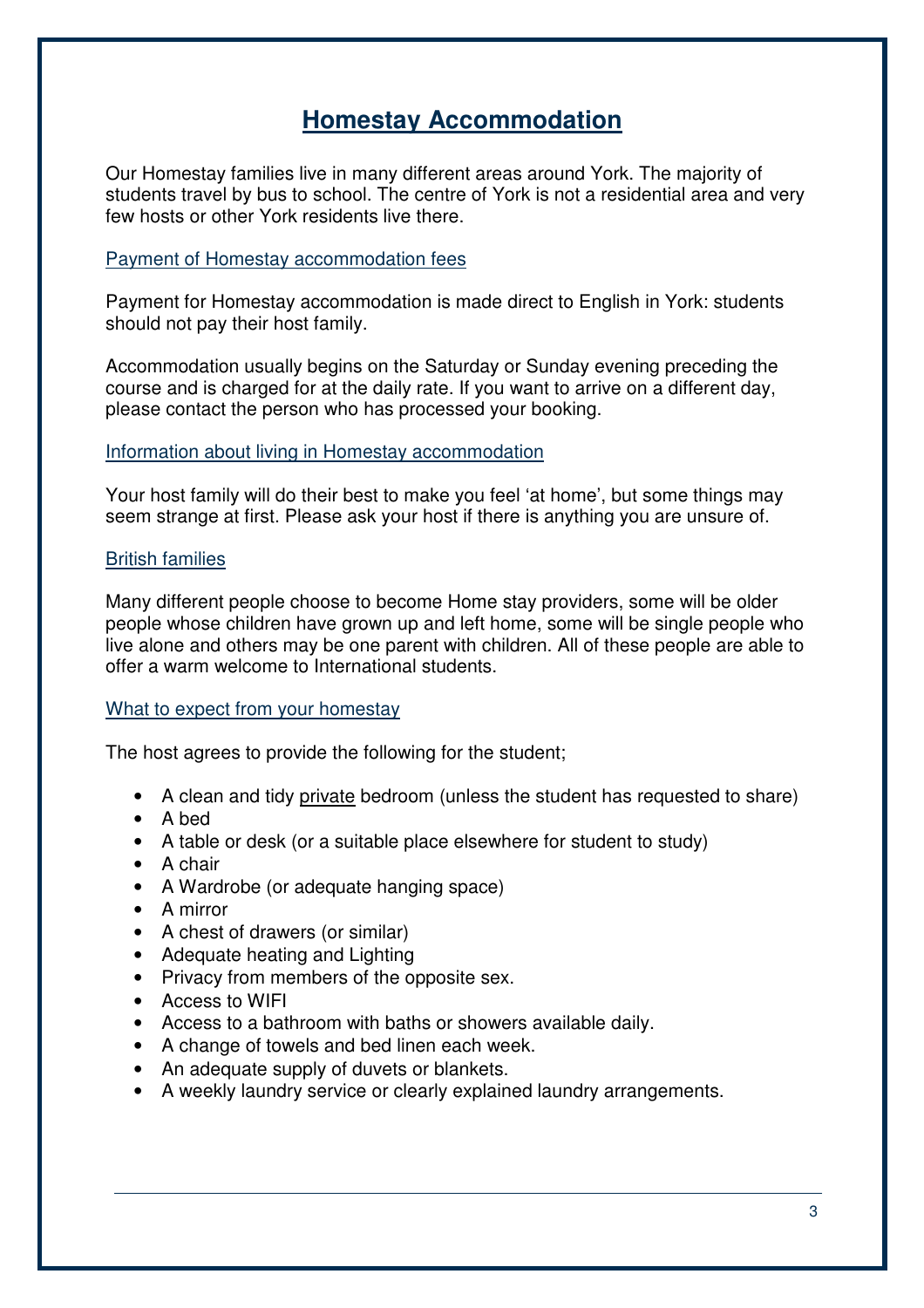# Homestay Accommodation

Our Homestay families live in many different areas around York. The majority of students travel by bus to school. The centre of York is not a residential area and very few hosts or other York residents live there.

## Payment of Homestay accommodation fees

Payment for Homestay accommodation is made direct to English in York: students should not pay their host family.

Accommodation usually begins on the Saturday or Sunday evening preceding the course and is charged for at the daily rate. If you want to arrive on a different day, please contact the person who has processed your booking.

## Information about living in Homestay accommodation

Your host family will do their best to make you feel 'at home', but some things may seem strange at first. Please ask your host if there is anything you are unsure of.

## British families

Many different people choose to become Home stay providers, some will be older people whose children have grown up and left home, some will be single people who live alone and others may be one parent with children. All of these people are able to offer a warm welcome to International students.

## What to expect from your homestay

The host agrees to provide the following for the student;

- A clean and tidy private bedroom (unless the student has requested to share)
- A bed
- A table or desk (or a suitable place elsewhere for student to study)
- A chair
- A Wardrobe (or adequate hanging space)
- A mirror
- A chest of drawers (or similar)
- Adequate heating and Lighting
- Privacy from members of the opposite sex.
- Access to WIFI
- Access to a bathroom with baths or showers available daily.
- A change of towels and bed linen each week.
- An adequate supply of duvets or blankets.
- A weekly laundry service or clearly explained laundry arrangements.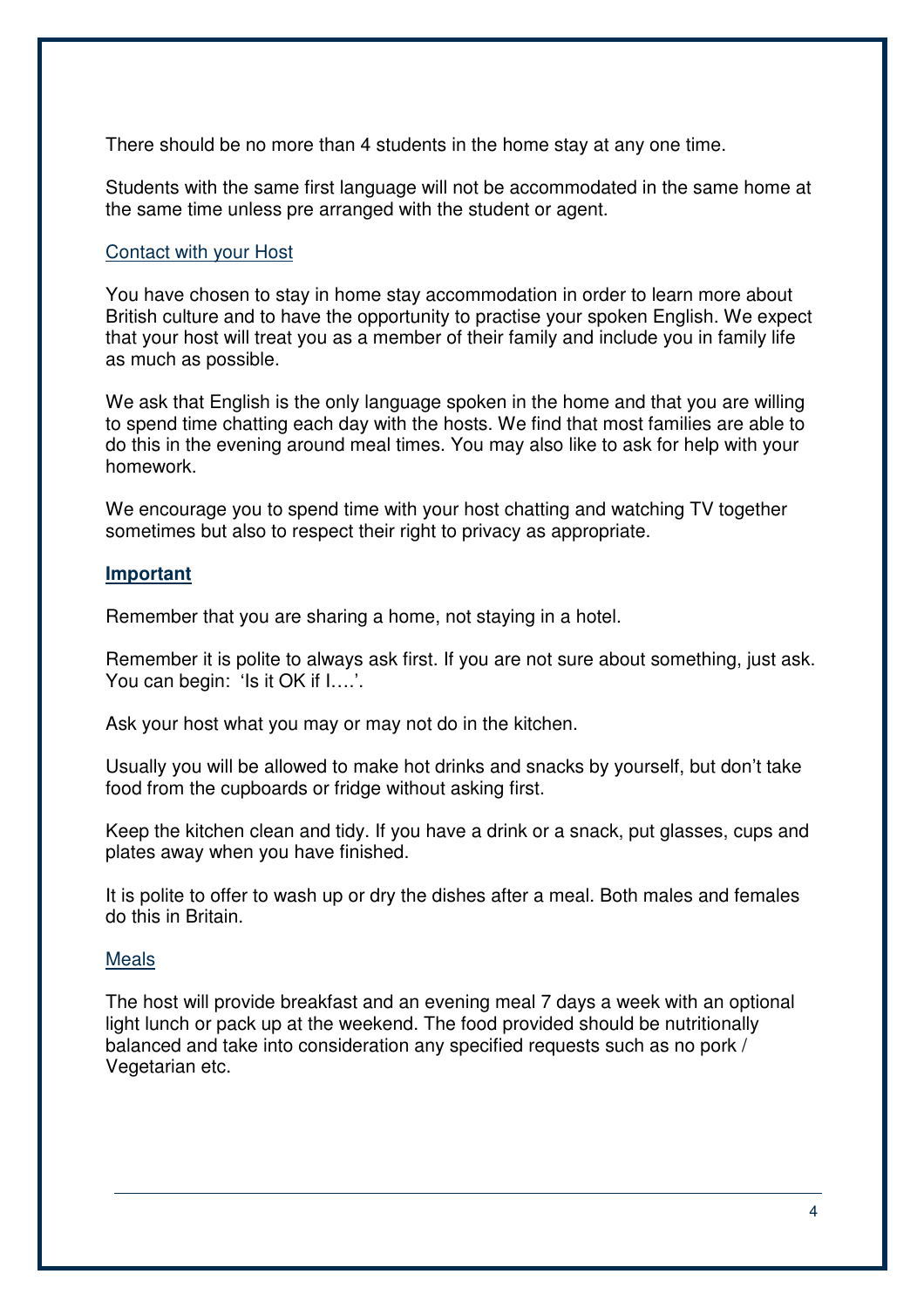There should be no more than 4 students in the home stay at any one time.

Students with the same first language will not be accommodated in the same home at the same time unless pre arranged with the student or agent.

## Contact with your Host

You have chosen to stay in home stay accommodation in order to learn more about British culture and to have the opportunity to practise your spoken English. We expect that your host will treat you as a member of their family and include you in family life as much as possible.

We ask that English is the only language spoken in the home and that you are willing to spend time chatting each day with the hosts. We find that most families are able to do this in the evening around meal times. You may also like to ask for help with your homework.

We encourage you to spend time with your host chatting and watching TV together sometimes but also to respect their right to privacy as appropriate.

## **Important**

Remember that you are sharing a home, not staying in a hotel.

Remember it is polite to always ask first. If you are not sure about something, just ask. You can begin: 'Is it OK if I….'.

Ask your host what you may or may not do in the kitchen.

Usually you will be allowed to make hot drinks and snacks by yourself, but don't take food from the cupboards or fridge without asking first.

Keep the kitchen clean and tidy. If you have a drink or a snack, put glasses, cups and plates away when you have finished.

It is polite to offer to wash up or dry the dishes after a meal. Both males and females do this in Britain.

## Meals

The host will provide breakfast and an evening meal 7 days a week with an optional light lunch or pack up at the weekend. The food provided should be nutritionally balanced and take into consideration any specified requests such as no pork / Vegetarian etc.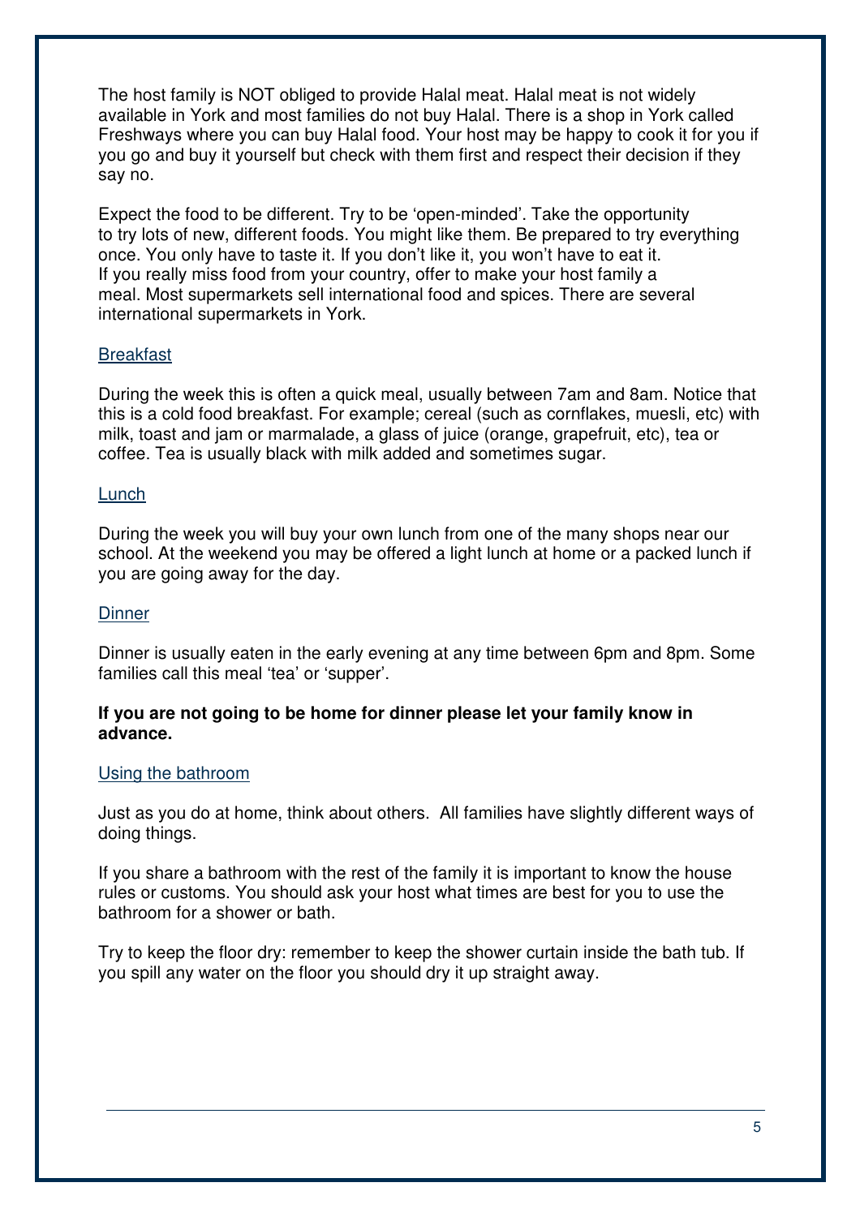The host family is NOT obliged to provide Halal meat. Halal meat is not widely available in York and most families do not buy Halal. There is a shop in York called Freshways where you can buy Halal food. Your host may be happy to cook it for you if you go and buy it yourself but check with them first and respect their decision if they say no.

Expect the food to be different. Try to be 'open-minded'. Take the opportunity to try lots of new, different foods. You might like them. Be prepared to try everything once. You only have to taste it. If you don't like it, you won't have to eat it. If you really miss food from your country, offer to make your host family a meal. Most supermarkets sell international food and spices. There are several international supermarkets in York.

## Breakfast

During the week this is often a quick meal, usually between 7am and 8am. Notice that this is a cold food breakfast. For example; cereal (such as cornflakes, muesli, etc) with milk, toast and jam or marmalade, a glass of juice (orange, grapefruit, etc), tea or coffee. Tea is usually black with milk added and sometimes sugar.

## Lunch

During the week you will buy your own lunch from one of the many shops near our school. At the weekend you may be offered a light lunch at home or a packed lunch if you are going away for the day.

## Dinner

Dinner is usually eaten in the early evening at any time between 6pm and 8pm. Some families call this meal 'tea' or 'supper'.

**If you are not going to be home for dinner please let your family know in advance.**

## Using the bathroom

Just as you do at home, think about others. All families have slightly different ways of doing things.

If you share a bathroom with the rest of the family it is important to know the house rules or customs. You should ask your host what times are best for you to use the bathroom for a shower or bath.

Try to keep the floor dry: remember to keep the shower curtain inside the bath tub. If you spill any water on the floor you should dry it up straight away.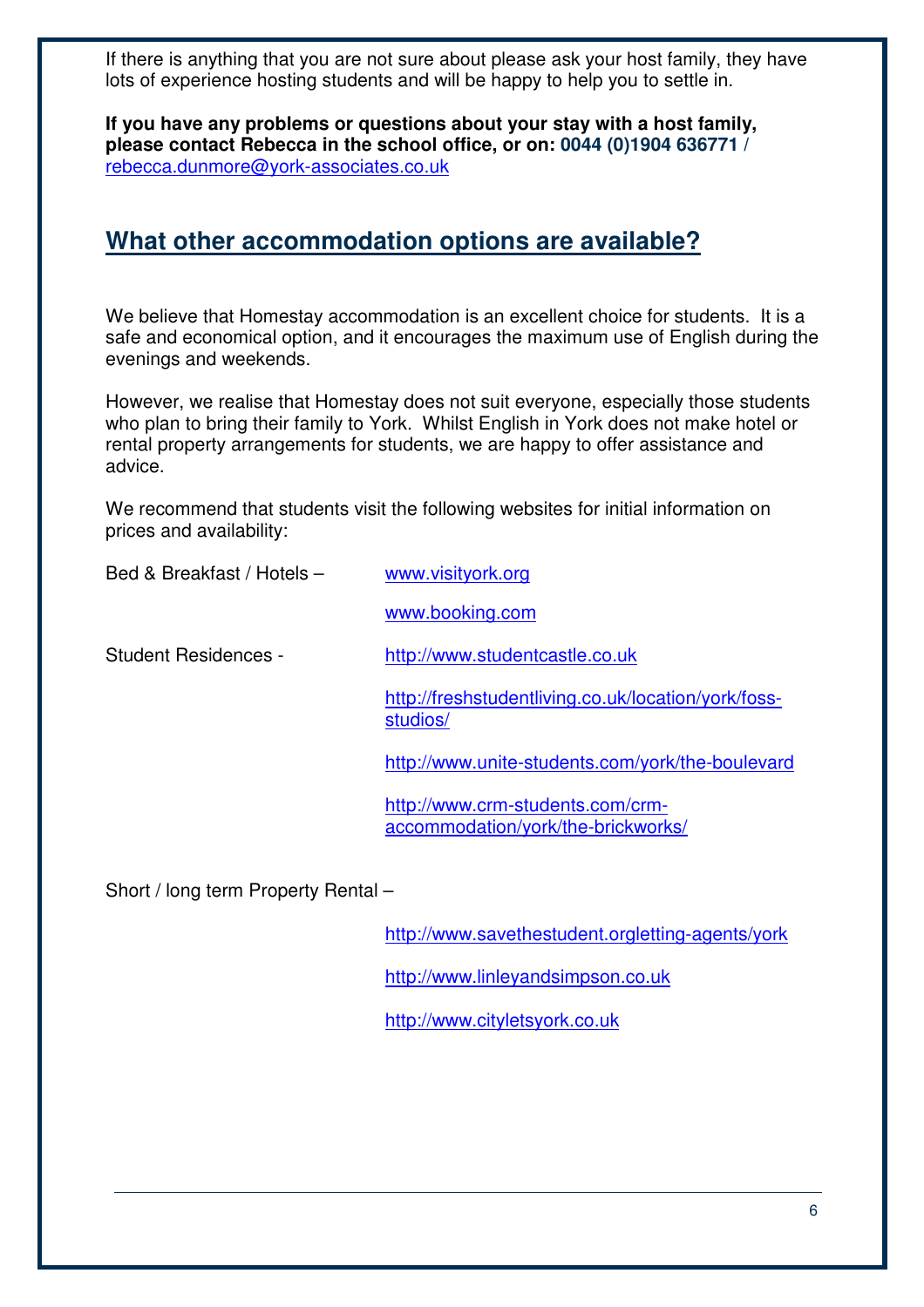If there is anything that you are not sure about please ask your host family, they have lots of experience hosting students and will be happy to help you to settle in.

**If you have any problems or questions about your stay with a host family, please contact Rebecca in the school office, or on: 0044 (0)1904 636771 /** rebecca.dunmore@york-associates.co.uk

## What other accommodation options are available?

We believe that Homestay accommodation is an excellent choice for students. It is a safe and economical option, and it encourages the maximum use of English during the evenings and weekends.

However, we realise that Homestay does not suit everyone, especially those students who plan to bring their family to York. Whilst English in York does not make hotel or rental property arrangements for students, we are happy to offer assistance and advice.

We recommend that students visit the following websites for initial information on prices and availability:

Bed & Breakfast / Hotels –
- www.visityork.org
- www.booking.com

Student Residences -
- http://www.studentcastle.co.uk
- http://freshstudentliving.co.uk/location/york/foss-studios/
- http://www.unite-students.com/york/the-boulevard
- http://www.crm-students.com/crm-accommodation/york/the-brickworks/

Short / long term Property Rental –
- http://www.savethestudent.orgletting-agents/york
- http://www.linleyandsimpson.co.uk
- http://www.cityletsyork.co.uk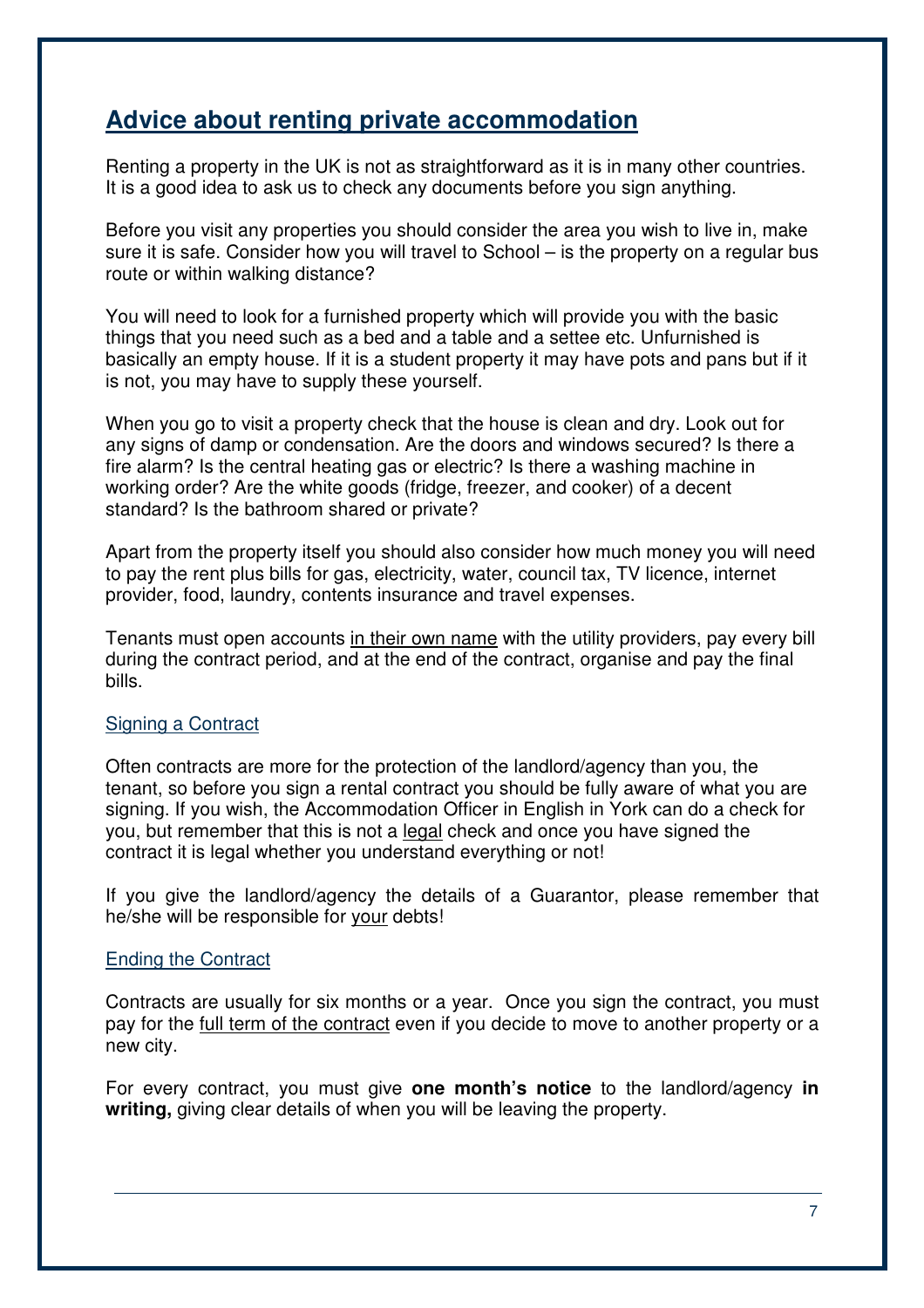## Advice about renting private accommodation

Renting a property in the UK is not as straightforward as it is in many other countries. It is a good idea to ask us to check any documents before you sign anything.

Before you visit any properties you should consider the area you wish to live in, make sure it is safe. Consider how you will travel to School – is the property on a regular bus route or within walking distance?

You will need to look for a furnished property which will provide you with the basic things that you need such as a bed and a table and a settee etc. Unfurnished is basically an empty house. If it is a student property it may have pots and pans but if it is not, you may have to supply these yourself.

When you go to visit a property check that the house is clean and dry. Look out for any signs of damp or condensation. Are the doors and windows secured? Is there a fire alarm? Is the central heating gas or electric? Is there a washing machine in working order? Are the white goods (fridge, freezer, and cooker) of a decent standard? Is the bathroom shared or private?

Apart from the property itself you should also consider how much money you will need to pay the rent plus bills for gas, electricity, water, council tax, TV licence, internet provider, food, laundry, contents insurance and travel expenses.

Tenants must open accounts <u>in their own name</u> with the utility providers, pay every bill during the contract period, and at the end of the contract, organise and pay the final bills.

### Signing a Contract

Often contracts are more for the protection of the landlord/agency than you, the tenant, so before you sign a rental contract you should be fully aware of what you are signing. If you wish, the Accommodation Officer in English in York can do a check for you, but remember that this is not a <u>legal</u> check and once you have signed the contract it is legal whether you understand everything or not!

If you give the landlord/agency the details of a Guarantor, please remember that he/she will be responsible for <u>your</u> debts!

### Ending the Contract

Contracts are usually for six months or a year. Once you sign the contract, you must pay for the <u>full term of the contract</u> even if you decide to move to another property or a new city.

For every contract, you must give **one month's notice** to the landlord/agency **in writing,** giving clear details of when you will be leaving the property.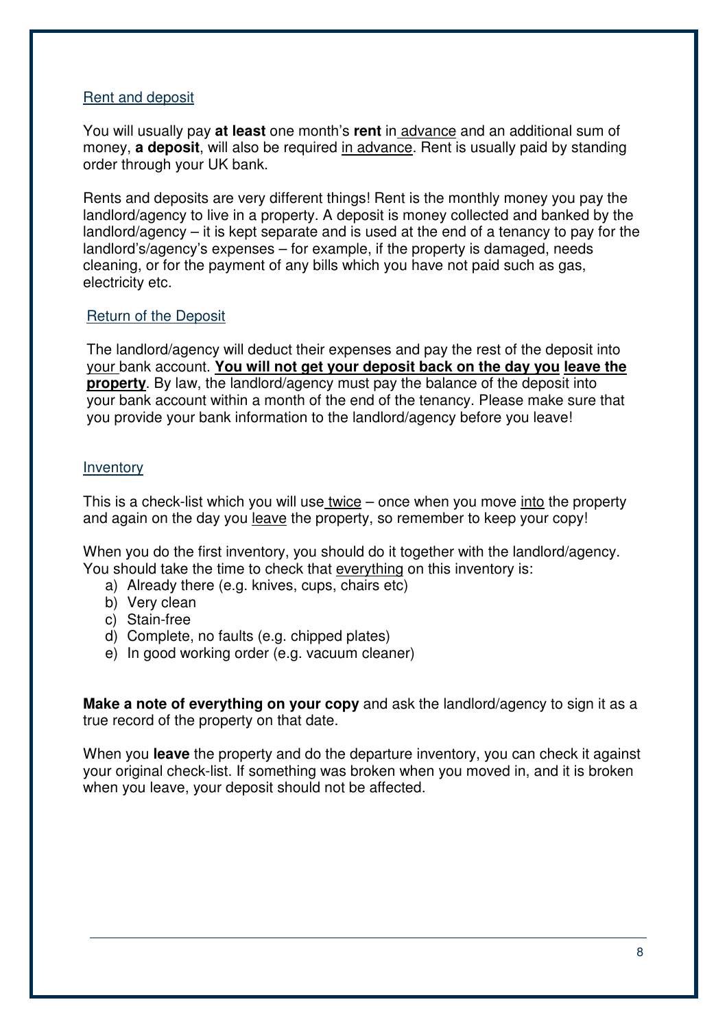## Rent and deposit

You will usually pay **at least** one month's **rent** in advance and an additional sum of money, **a deposit**, will also be required in advance. Rent is usually paid by standing order through your UK bank.

Rents and deposits are very different things! Rent is the monthly money you pay the landlord/agency to live in a property. A deposit is money collected and banked by the landlord/agency – it is kept separate and is used at the end of a tenancy to pay for the landlord's/agency's expenses – for example, if the property is damaged, needs cleaning, or for the payment of any bills which you have not paid such as gas, electricity etc.

## Return of the Deposit

The landlord/agency will deduct their expenses and pay the rest of the deposit into your bank account. **You will not get your deposit back on the day you leave the property**. By law, the landlord/agency must pay the balance of the deposit into your bank account within a month of the end of the tenancy. Please make sure that you provide your bank information to the landlord/agency before you leave!

## Inventory

This is a check-list which you will use twice – once when you move into the property and again on the day you leave the property, so remember to keep your copy!

When you do the first inventory, you should do it together with the landlord/agency. You should take the time to check that everything on this inventory is:

a) Already there (e.g. knives, cups, chairs etc)
b) Very clean
c) Stain-free
d) Complete, no faults (e.g. chipped plates)
e) In good working order (e.g. vacuum cleaner)

**Make a note of everything on your copy** and ask the landlord/agency to sign it as a true record of the property on that date.

When you **leave** the property and do the departure inventory, you can check it against your original check-list. If something was broken when you moved in, and it is broken when you leave, your deposit should not be affected.